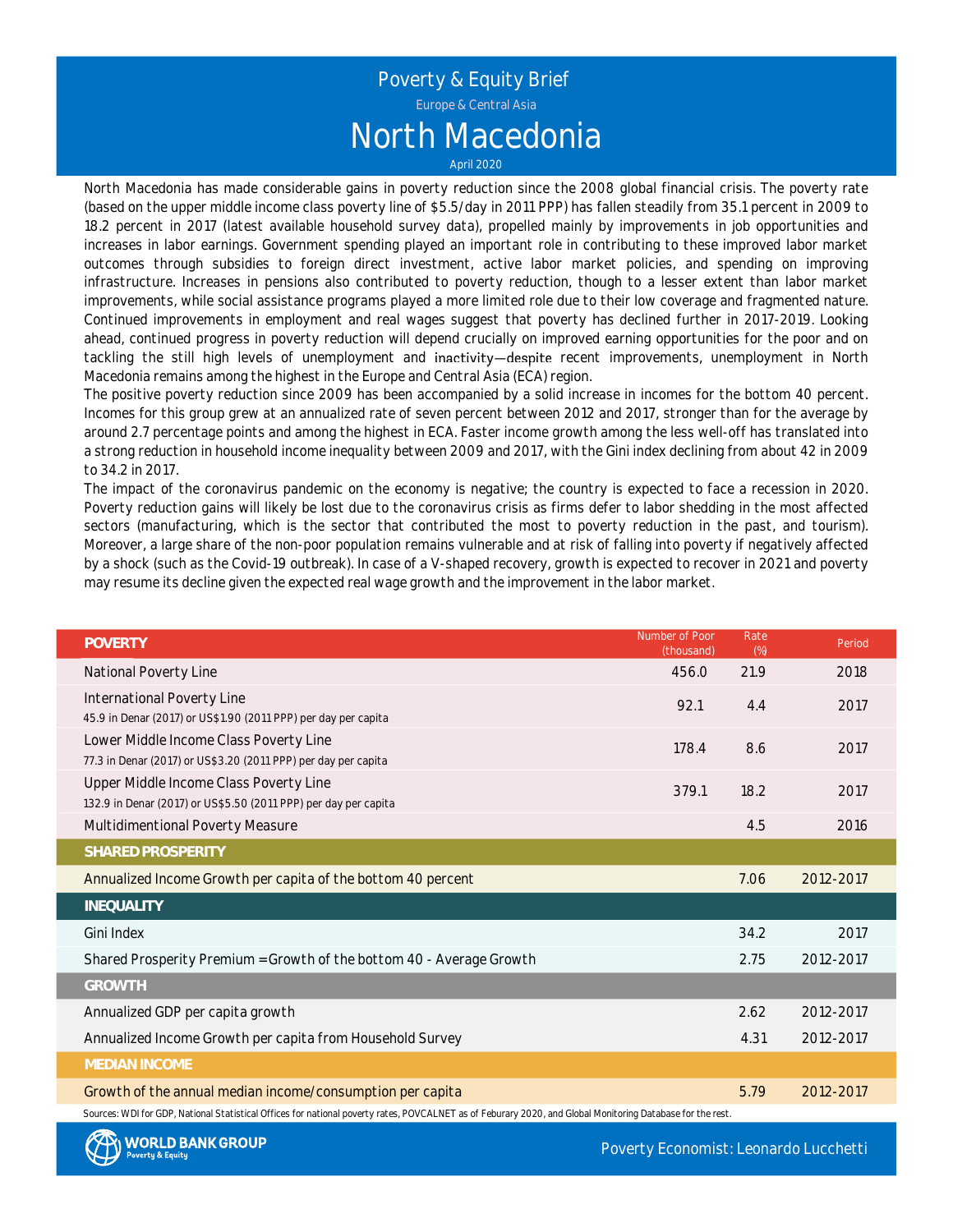# Poverty & Equity Brief

Europe & Central Asia

# North Macedonia

April 2020

North Macedonia has made considerable gains in poverty reduction since the 2008 global financial crisis. The poverty rate (based on the upper middle income class poverty line of $5.5/day in 2011 PPP) has fallen steadily from 35.1 percent in 2009 to 18.2 percent in 2017 (latest available household survey data), propelled mainly by improvements in job opportunities and increases in labor earnings. Government spending played an important role in contributing to these improved labor market outcomes through subsidies to foreign direct investment, active labor market policies, and spending on improving infrastructure. Increases in pensions also contributed to poverty reduction, though to a lesser extent than labor market improvements, while social assistance programs played a more limited role due to their low coverage and fragmented nature. Continued improvements in employment and real wages suggest that poverty has declined further in 2017-2019. Looking ahead, continued progress in poverty reduction will depend crucially on improved earning opportunities for the poor and on tackling the still high levels of unemployment and inactivity—despite recent improvements, unemployment in North Macedonia remains among the highest in the Europe and Central Asia (ECA) region.

The positive poverty reduction since 2009 has been accompanied by a solid increase in incomes for the bottom 40 percent. Incomes for this group grew at an annualized rate of seven percent between 2012 and 2017, stronger than for the average by around 2.7 percentage points and among the highest in ECA. Faster income growth among the less well-off has translated into a strong reduction in household income inequality between 2009 and 2017, with the Gini index declining from about 42 in 2009 to 34.2 in 2017.

The impact of the coronavirus pandemic on the economy is negative; the country is expected to face a recession in 2020. Poverty reduction gains will likely be lost due to the coronavirus crisis as firms defer to labor shedding in the most affected sectors (manufacturing, which is the sector that contributed the most to poverty reduction in the past, and tourism). Moreover, a large share of the non-poor population remains vulnerable and at risk of falling into poverty if negatively affected by a shock (such as the Covid-19 outbreak). In case of a V-shaped recovery, growth is expected to recover in 2021 and poverty may resume its decline given the expected real wage growth and the improvement in the labor market.

| POVERTY | Number of Poor (thousand) | Rate (%) | Period |
|---|---|---|---|
| National Poverty Line | 456.0 | 21.9 | 2018 |
| International Poverty Line<br>45.9 in Denar (2017) or US$1.90 (2011 PPP) per day per capita | 92.1 | 4.4 | 2017 |
| Lower Middle Income Class Poverty Line<br>77.3 in Denar (2017) or US$3.20 (2011 PPP) per day per capita | 178.4 | 8.6 | 2017 |
| Upper Middle Income Class Poverty Line<br>132.9 in Denar (2017) or US$5.50 (2011 PPP) per day per capita | 379.1 | 18.2 | 2017 |
| Multidimentional Poverty Measure | | 4.5 | 2016 |
| **SHARED PROSPERITY** | | | |
| Annualized Income Growth per capita of the bottom 40 percent | | 7.06 | 2012-2017 |
| **INEQUALITY** | | | |
| Gini Index | | 34.2 | 2017 |
| Shared Prosperity Premium = Growth of the bottom 40 - Average Growth | | 2.75 | 2012-2017 |
| **GROWTH** | | | |
| Annualized GDP per capita growth | | 2.62 | 2012-2017 |
| Annualized Income Growth per capita from Household Survey | | 4.31 | 2012-2017 |
| **MEDIAN INCOME** | | | |
| Growth of the annual median income/consumption per capita | | 5.79 | 2012-2017 |

Sources: WDI for GDP, National Statistical Offices for national poverty rates, POVCALNET as of Feburary 2020, and Global Monitoring Database for the rest.

WORLD BANK GROUP Poverty & Equity

Poverty Economist: Leonardo Lucchetti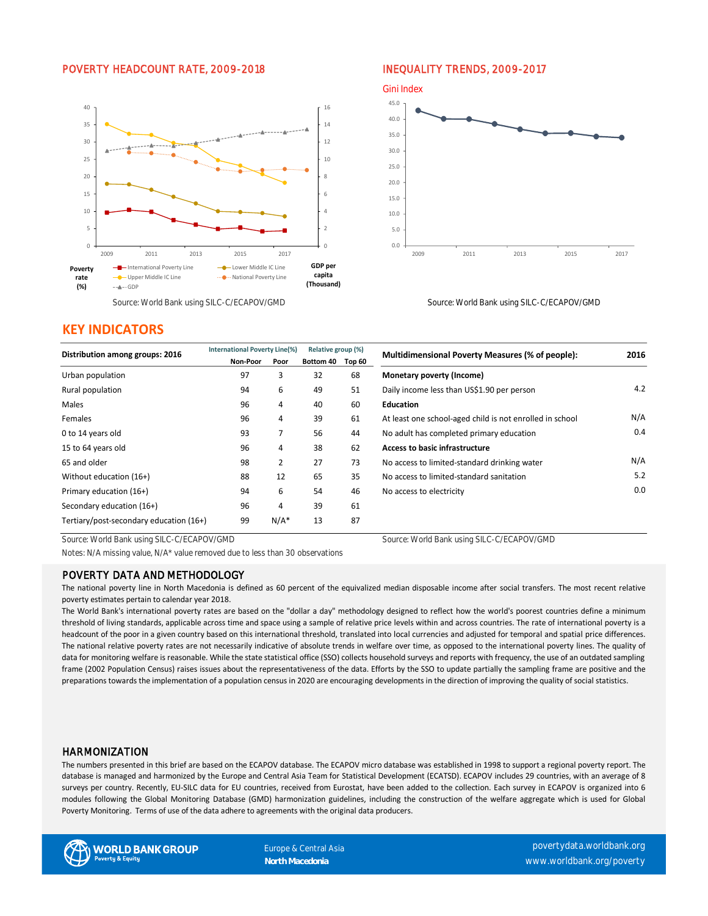## POVERTY HEADCOUNT RATE, 2009-2018

40
35
30
25
20
15
10
5
0

16
14
12
10
8
6
4
2
0

2009 2011 2013 2015 2017

Poverty rate (%)

International Poverty Line
Lower Middle IC Line
Upper Middle IC Line
National Poverty Line
GDP

GDP per capita (Thousand)

Source: World Bank using SILC-C/ECAPOV/GMD

## INEQUALITY TRENDS, 2009-2017

Gini Index

45.0
40.0
35.0
30.0
25.0
20.0
15.0
10.0
5.0
0.0

2009 2011 2013 2015 2017

Source: World Bank using SILC-C/ECAPOV/GMD

## KEY INDICATORS

| Distribution among groups: 2016 | International Poverty Line(%) | | Relative group (%) | |
|---|---|---|---|---|
| | Non-Poor | Poor | Bottom 40 | Top 60 |
| Urban population | 97 | 3 | 32 | 68 |
| Rural population | 94 | 6 | 49 | 51 |
| Males | 96 | 4 | 40 | 60 |
| Females | 96 | 4 | 39 | 61 |
| 0 to 14 years old | 93 | 7 | 56 | 44 |
| 15 to 64 years old | 96 | 4 | 38 | 62 |
| 65 and older | 98 | 2 | 27 | 73 |
| Without education (16+) | 88 | 12 | 65 | 35 |
| Primary education (16+) | 94 | 6 | 54 | 46 |
| Secondary education (16+) | 96 | 4 | 39 | 61 |
| Tertiary/post-secondary education (16+) | 99 | N/A* | 13 | 87 |

Source: World Bank using SILC-C/ECAPOV/GMD

Notes: N/A missing value, N/A* value removed due to less than 30 observations

| Multidimensional Poverty Measures (% of people): | 2016 |
|---|---|
| **Monetary poverty (Income)** | |
| Daily income less than US$1.90 per person | 4.2 |
| **Education** | |
| At least one school-aged child is not enrolled in school | N/A |
| No adult has completed primary education | 0.4 |
| **Access to basic infrastructure** | |
| No access to limited-standard drinking water | N/A |
| No access to limited-standard sanitation | 5.2 |
| No access to electricity | 0.0 |

Source: World Bank using SILC-C/ECAPOV/GMD

## POVERTY DATA AND METHODOLOGY

The national poverty line in North Macedonia is defined as 60 percent of the equivalized median disposable income after social transfers. The most recent relative poverty estimates pertain to calendar year 2018.

The World Bank's international poverty rates are based on the "dollar a day" methodology designed to reflect how the world's poorest countries define a minimum threshold of living standards, applicable across time and space using a sample of relative price levels within and across countries. The rate of international poverty is a headcount of the poor in a given country based on this international threshold, translated into local currencies and adjusted for temporal and spatial price differences. The national relative poverty rates are not necessarily indicative of absolute trends in welfare over time, as opposed to the international poverty lines. The quality of data for monitoring welfare is reasonable. While the state statistical office (SSO) collects household surveys and reports with frequency, the use of an outdated sampling frame (2002 Population Census) raises issues about the representativeness of the data. Efforts by the SSO to update partially the sampling frame are positive and the preparations towards the implementation of a population census in 2020 are encouraging developments in the direction of improving the quality of social statistics.

## HARMONIZATION

The numbers presented in this brief are based on the ECAPOV database. The ECAPOV micro database was established in 1998 to support a regional poverty report. The database is managed and harmonized by the Europe and Central Asia Team for Statistical Development (ECATSD). ECAPOV includes 29 countries, with an average of 8 surveys per country. Recently, EU-SILC data for EU countries, received from Eurostat, have been added to the collection. Each survey in ECAPOV is organized into 6 modules following the Global Monitoring Database (GMD) harmonization guidelines, including the construction of the welfare aggregate which is used for Global Poverty Monitoring. Terms of use of the data adhere to agreements with the original data producers.

WORLD BANK GROUP Poverty & Equity

Europe & Central Asia
**North Macedonia**

povertydata.worldbank.org
www.worldbank.org/poverty